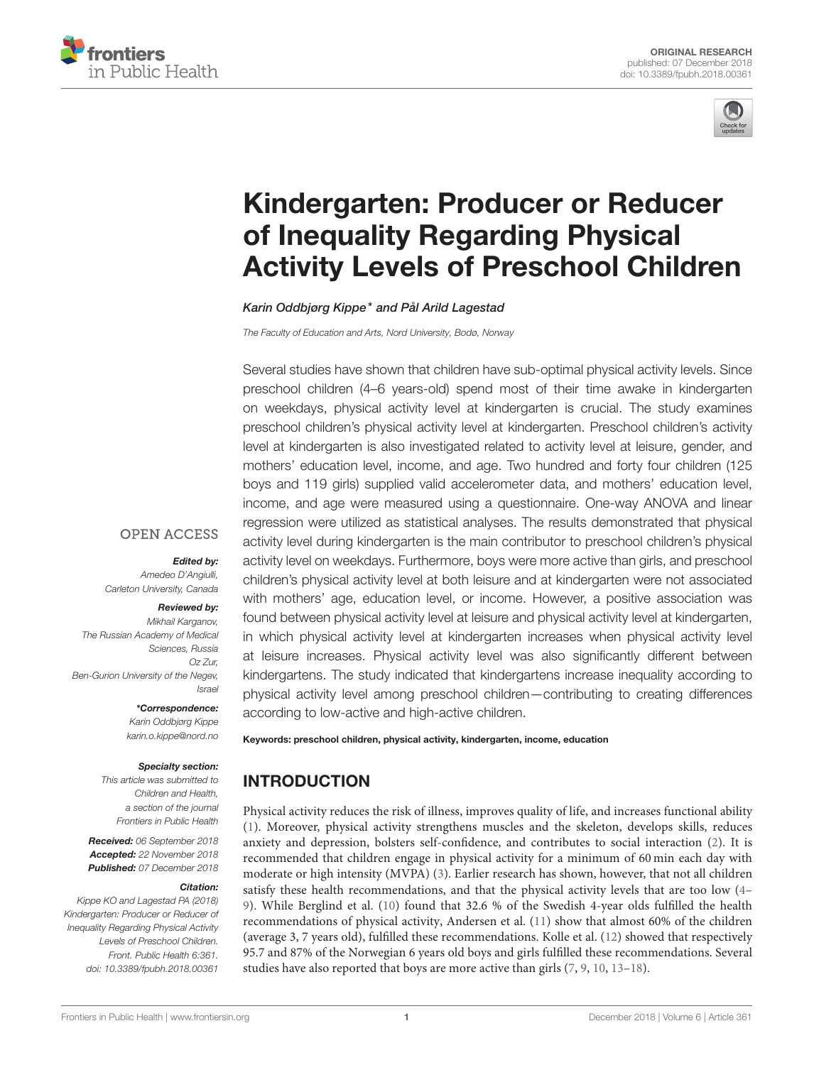ORIGINAL RESEARCH
published: 07 December 2018
doi: 10.3389/fpubh.2018.00361

# Kindergarten: Producer or Reducer of Inequality Regarding Physical Activity Levels of Preschool Children

*Karin Oddbjørg Kippe\* and Pål Arild Lagestad*

*The Faculty of Education and Arts, Nord University, Bodø, Norway*

Several studies have shown that children have sub-optimal physical activity levels. Since preschool children (4–6 years-old) spend most of their time awake in kindergarten on weekdays, physical activity level at kindergarten is crucial. The study examines preschool children's physical activity level at kindergarten. Preschool children's activity level at kindergarten is also investigated related to activity level at leisure, gender, and mothers' education level, income, and age. Two hundred and forty four children (125 boys and 119 girls) supplied valid accelerometer data, and mothers' education level, income, and age were measured using a questionnaire. One-way ANOVA and linear regression were utilized as statistical analyses. The results demonstrated that physical activity level during kindergarten is the main contributor to preschool children's physical activity level on weekdays. Furthermore, boys were more active than girls, and preschool children's physical activity level at both leisure and at kindergarten were not associated with mothers' age, education level, or income. However, a positive association was found between physical activity level at leisure and physical activity level at kindergarten, in which physical activity level at kindergarten increases when physical activity level at leisure increases. Physical activity level was also significantly different between kindergartens. The study indicated that kindergartens increase inequality according to physical activity level among preschool children—contributing to creating differences according to low-active and high-active children.

**Keywords: preschool children, physical activity, kindergarten, income, education**

OPEN ACCESS

***Edited by:***
*Amedeo D'Angiulli,*
*Carleton University, Canada*

***Reviewed by:***
*Mikhail Karganov,*
*The Russian Academy of Medical Sciences, Russia*
*Oz Zur,*
*Ben-Gurion University of the Negev, Israel*

***\*Correspondence:***
*Karin Oddbjørg Kippe*
*karin.o.kippe@nord.no*

***Specialty section:***
*This article was submitted to Children and Health, a section of the journal Frontiers in Public Health*

***Received:*** *06 September 2018*
***Accepted:*** *22 November 2018*
***Published:*** *07 December 2018*

***Citation:***
*Kippe KO and Lagestad PA (2018) Kindergarten: Producer or Reducer of Inequality Regarding Physical Activity Levels of Preschool Children. Front. Public Health 6:361. doi: 10.3389/fpubh.2018.00361*

## INTRODUCTION

Physical activity reduces the risk of illness, improves quality of life, and increases functional ability (1). Moreover, physical activity strengthens muscles and the skeleton, develops skills, reduces anxiety and depression, bolsters self-confidence, and contributes to social interaction (2). It is recommended that children engage in physical activity for a minimum of 60 min each day with moderate or high intensity (MVPA) (3). Earlier research has shown, however, that not all children satisfy these health recommendations, and that the physical activity levels that are too low (4–9). While Berglind et al. (10) found that 32.6 % of the Swedish 4-year olds fulfilled the health recommendations of physical activity, Andersen et al. (11) show that almost 60% of the children (average 3, 7 years old), fulfilled these recommendations. Kolle et al. (12) showed that respectively 95.7 and 87% of the Norwegian 6 years old boys and girls fulfilled these recommendations. Several studies have also reported that boys are more active than girls (7, 9, 10, 13–18).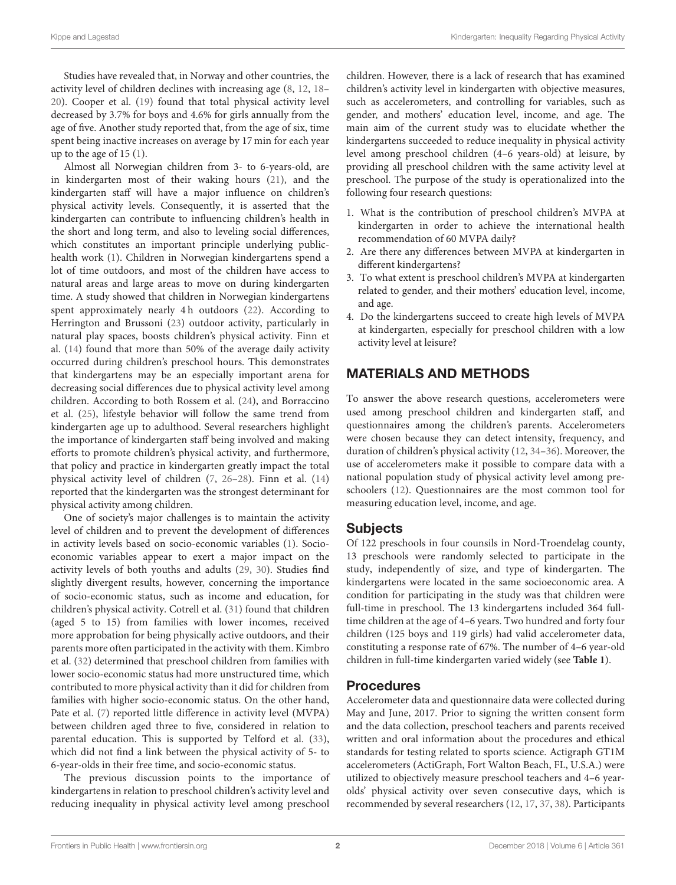Studies have revealed that, in Norway and other countries, the activity level of children declines with increasing age (8, 12, 18–20). Cooper et al. (19) found that total physical activity level decreased by 3.7% for boys and 4.6% for girls annually from the age of five. Another study reported that, from the age of six, time spent being inactive increases on average by 17 min for each year up to the age of 15 (1).

Almost all Norwegian children from 3- to 6-years-old, are in kindergarten most of their waking hours (21), and the kindergarten staff will have a major influence on children's physical activity levels. Consequently, it is asserted that the kindergarten can contribute to influencing children's health in the short and long term, and also to leveling social differences, which constitutes an important principle underlying public-health work (1). Children in Norwegian kindergartens spend a lot of time outdoors, and most of the children have access to natural areas and large areas to move on during kindergarten time. A study showed that children in Norwegian kindergartens spent approximately nearly 4 h outdoors (22). According to Herrington and Brussoni (23) outdoor activity, particularly in natural play spaces, boosts children's physical activity. Finn et al. (14) found that more than 50% of the average daily activity occurred during children's preschool hours. This demonstrates that kindergartens may be an especially important arena for decreasing social differences due to physical activity level among children. According to both Rossem et al. (24), and Borraccino et al. (25), lifestyle behavior will follow the same trend from kindergarten age up to adulthood. Several researchers highlight the importance of kindergarten staff being involved and making efforts to promote children's physical activity, and furthermore, that policy and practice in kindergarten greatly impact the total physical activity level of children (7, 26–28). Finn et al. (14) reported that the kindergarten was the strongest determinant for physical activity among children.

One of society's major challenges is to maintain the activity level of children and to prevent the development of differences in activity levels based on socio-economic variables (1). Socio-economic variables appear to exert a major impact on the activity levels of both youths and adults (29, 30). Studies find slightly divergent results, however, concerning the importance of socio-economic status, such as income and education, for children's physical activity. Cotrell et al. (31) found that children (aged 5 to 15) from families with lower incomes, received more approbation for being physically active outdoors, and their parents more often participated in the activity with them. Kimbro et al. (32) determined that preschool children from families with lower socio-economic status had more unstructured time, which contributed to more physical activity than it did for children from families with higher socio-economic status. On the other hand, Pate et al. (7) reported little difference in activity level (MVPA) between children aged three to five, considered in relation to parental education. This is supported by Telford et al. (33), which did not find a link between the physical activity of 5- to 6-year-olds in their free time, and socio-economic status.

The previous discussion points to the importance of kindergartens in relation to preschool children's activity level and reducing inequality in physical activity level among preschool children. However, there is a lack of research that has examined children's activity level in kindergarten with objective measures, such as accelerometers, and controlling for variables, such as gender, and mothers' education level, income, and age. The main aim of the current study was to elucidate whether the kindergartens succeeded to reduce inequality in physical activity level among preschool children (4–6 years-old) at leisure, by providing all preschool children with the same activity level at preschool. The purpose of the study is operationalized into the following four research questions:

1. What is the contribution of preschool children's MVPA at kindergarten in order to achieve the international health recommendation of 60 MVPA daily?
2. Are there any differences between MVPA at kindergarten in different kindergartens?
3. To what extent is preschool children's MVPA at kindergarten related to gender, and their mothers' education level, income, and age.
4. Do the kindergartens succeed to create high levels of MVPA at kindergarten, especially for preschool children with a low activity level at leisure?

## MATERIALS AND METHODS

To answer the above research questions, accelerometers were used among preschool children and kindergarten staff, and questionnaires among the children's parents. Accelerometers were chosen because they can detect intensity, frequency, and duration of children's physical activity (12, 34–36). Moreover, the use of accelerometers make it possible to compare data with a national population study of physical activity level among preschoolers (12). Questionnaires are the most common tool for measuring education level, income, and age.

### Subjects

Of 122 preschools in four counsils in Nord-Troendelag county, 13 preschools were randomly selected to participate in the study, independently of size, and type of kindergarten. The kindergartens were located in the same socioeconomic area. A condition for participating in the study was that children were full-time in preschool. The 13 kindergartens included 364 full-time children at the age of 4–6 years. Two hundred and forty four children (125 boys and 119 girls) had valid accelerometer data, constituting a response rate of 67%. The number of 4–6 year-old children in full-time kindergarten varied widely (see **Table 1**).

### Procedures

Accelerometer data and questionnaire data were collected during May and June, 2017. Prior to signing the written consent form and the data collection, preschool teachers and parents received written and oral information about the procedures and ethical standards for testing related to sports science. Actigraph GT1M accelerometers (ActiGraph, Fort Walton Beach, FL, U.S.A.) were utilized to objectively measure preschool teachers and 4–6 year-olds' physical activity over seven consecutive days, which is recommended by several researchers (12, 17, 37, 38). Participants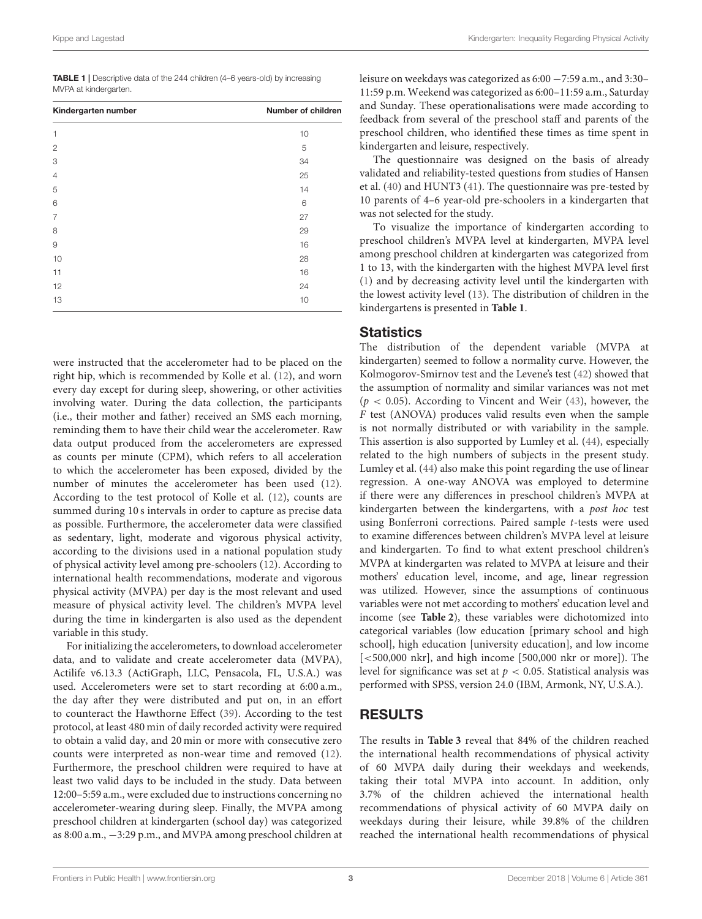**TABLE 1 |** Descriptive data of the 244 children (4–6 years-old) by increasing MVPA at kindergarten.

| Kindergarten number | Number of children |
|---|---|
| 1 | 10 |
| 2 | 5 |
| 3 | 34 |
| 4 | 25 |
| 5 | 14 |
| 6 | 6 |
| 7 | 27 |
| 8 | 29 |
| 9 | 16 |
| 10 | 28 |
| 11 | 16 |
| 12 | 24 |
| 13 | 10 |

were instructed that the accelerometer had to be placed on the right hip, which is recommended by Kolle et al. (12), and worn every day except for during sleep, showering, or other activities involving water. During the data collection, the participants (i.e., their mother and father) received an SMS each morning, reminding them to have their child wear the accelerometer. Raw data output produced from the accelerometers are expressed as counts per minute (CPM), which refers to all acceleration to which the accelerometer has been exposed, divided by the number of minutes the accelerometer has been used (12). According to the test protocol of Kolle et al. (12), counts are summed during 10 s intervals in order to capture as precise data as possible. Furthermore, the accelerometer data were classified as sedentary, light, moderate and vigorous physical activity, according to the divisions used in a national population study of physical activity level among pre-schoolers (12). According to international health recommendations, moderate and vigorous physical activity (MVPA) per day is the most relevant and used measure of physical activity level. The children's MVPA level during the time in kindergarten is also used as the dependent variable in this study.

For initializing the accelerometers, to download accelerometer data, and to validate and create accelerometer data (MVPA), Actilife v6.13.3 (ActiGraph, LLC, Pensacola, FL, U.S.A.) was used. Accelerometers were set to start recording at 6:00 a.m., the day after they were distributed and put on, in an effort to counteract the Hawthorne Effect (39). According to the test protocol, at least 480 min of daily recorded activity were required to obtain a valid day, and 20 min or more with consecutive zero counts were interpreted as non-wear time and removed (12). Furthermore, the preschool children were required to have at least two valid days to be included in the study. Data between 12:00–5:59 a.m., were excluded due to instructions concerning no accelerometer-wearing during sleep. Finally, the MVPA among preschool children at kindergarten (school day) was categorized as 8:00 a.m., −3:29 p.m., and MVPA among preschool children at leisure on weekdays was categorized as 6:00 −7:59 a.m., and 3:30–11:59 p.m. Weekend was categorized as 6:00–11:59 a.m., Saturday and Sunday. These operationalisations were made according to feedback from several of the preschool staff and parents of the preschool children, who identified these times as time spent in kindergarten and leisure, respectively.

The questionnaire was designed on the basis of already validated and reliability-tested questions from studies of Hansen et al. (40) and HUNT3 (41). The questionnaire was pre-tested by 10 parents of 4–6 year-old pre-schoolers in a kindergarten that was not selected for the study.

To visualize the importance of kindergarten according to preschool children's MVPA level at kindergarten, MVPA level among preschool children at kindergarten was categorized from 1 to 13, with the kindergarten with the highest MVPA level first (1) and by decreasing activity level until the kindergarten with the lowest activity level (13). The distribution of children in the kindergartens is presented in **Table 1**.

## Statistics

The distribution of the dependent variable (MVPA at kindergarten) seemed to follow a normality curve. However, the Kolmogorov-Smirnov test and the Levene's test (42) showed that the assumption of normality and similar variances was not met ($p < 0.05$). According to Vincent and Weir (43), however, the *F* test (ANOVA) produces valid results even when the sample is not normally distributed or with variability in the sample. This assertion is also supported by Lumley et al. (44), especially related to the high numbers of subjects in the present study. Lumley et al. (44) also make this point regarding the use of linear regression. A one-way ANOVA was employed to determine if there were any differences in preschool children's MVPA at kindergarten between the kindergartens, with a *post hoc* test using Bonferroni corrections. Paired sample *t*-tests were used to examine differences between children's MVPA level at leisure and kindergarten. To find to what extent preschool children's MVPA at kindergarten was related to MVPA at leisure and their mothers' education level, income, and age, linear regression was utilized. However, since the assumptions of continuous variables were not met according to mothers' education level and income (see **Table 2**), these variables were dichotomized into categorical variables (low education [primary school and high school], high education [university education], and low income [<500,000 nkr], and high income [500,000 nkr or more]). The level for significance was set at $p < 0.05$. Statistical analysis was performed with SPSS, version 24.0 (IBM, Armonk, NY, U.S.A.).

## RESULTS

The results in **Table 3** reveal that 84% of the children reached the international health recommendations of physical activity of 60 MVPA daily during their weekdays and weekends, taking their total MVPA into account. In addition, only 3.7% of the children achieved the international health recommendations of physical activity of 60 MVPA daily on weekdays during their leisure, while 39.8% of the children reached the international health recommendations of physical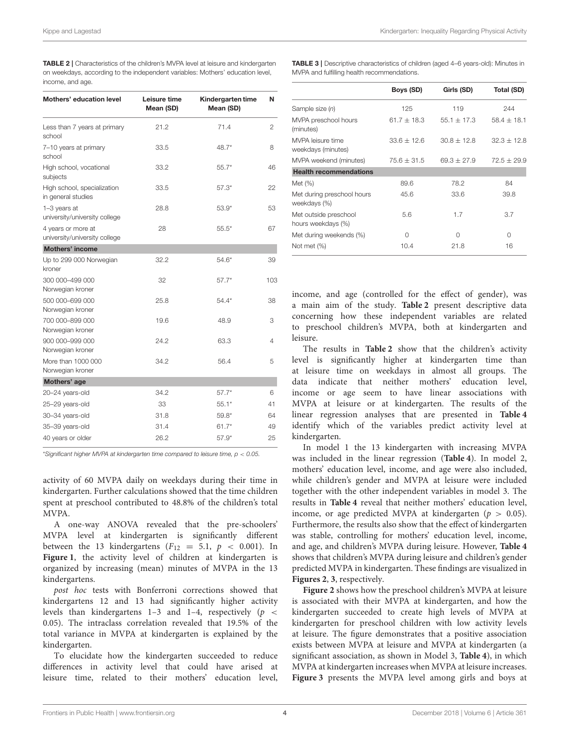**TABLE 2 |** Characteristics of the children's MVPA level at leisure and kindergarten on weekdays, according to the independent variables: Mothers' education level, income, and age.

| Mothers' education level | Leisure time Mean (SD) | Kindergarten time Mean (SD) | N |
|---|---|---|---|
| Less than 7 years at primary school | 21.2 | 71.4 | 2 |
| 7–10 years at primary school | 33.5 | 48.7* | 8 |
| High school, vocational subjects | 33.2 | 55.7* | 46 |
| High school, specialization in general studies | 33.5 | 57.3* | 22 |
| 1–3 years at university/university college | 28.8 | 53.9* | 53 |
| 4 years or more at university/university college | 28 | 55.5* | 67 |
| **Mothers' income** | | | |
| Up to 299 000 Norwegian kroner | 32.2 | 54.6* | 39 |
| 300 000–499 000 Norwegian kroner | 32 | 57.7* | 103 |
| 500 000–699 000 Norwegian kroner | 25.8 | 54.4* | 38 |
| 700 000–899 000 Norwegian kroner | 19.6 | 48.9 | 3 |
| 900 000–999 000 Norwegian kroner | 24.2 | 63.3 | 4 |
| More than 1000 000 Norwegian kroner | 34.2 | 56.4 | 5 |
| **Mothers' age** | | | |
| 20–24 years-old | 34.2 | 57.7* | 6 |
| 25–29 years-old | 33 | 55.1* | 41 |
| 30–34 years-old | 31.8 | 59.8* | 64 |
| 35–39 years-old | 31.4 | 61.7* | 49 |
| 40 years or older | 26.2 | 57.9* | 25 |

*Significant higher MVPA at kindergarten time compared to leisure time, $p < 0.05$.

**TABLE 3 |** Descriptive characteristics of children (aged 4–6 years-old): Minutes in MVPA and fulfilling health recommendations.

| | Boys (SD) | Girls (SD) | Total (SD) |
|---|---|---|---|
| Sample size (*n*) | 125 | 119 | 244 |
| MVPA preschool hours (minutes) | 61.7 ± 18.3 | 55.1 ± 17.3 | 58.4 ± 18.1 |
| MVPA leisure time weekdays (minutes) | 33.6 ± 12.6 | 30.8 ± 12.8 | 32.3 ± 12.8 |
| MVPA weekend (minutes) | 75.6 ± 31.5 | 69.3 ± 27.9 | 72.5 ± 29.9 |
| **Health recommendations** | | | |
| Met (%) | 89.6 | 78.2 | 84 |
| Met during preschool hours weekdays (%) | 45.6 | 33.6 | 39.8 |
| Met outside preschool hours weekdays (%) | 5.6 | 1.7 | 3.7 |
| Met during weekends (%) | 0 | 0 | 0 |
| Not met (%) | 10.4 | 21.8 | 16 |

activity of 60 MVPA daily on weekdays during their time in kindergarten. Further calculations showed that the time children spent at preschool contributed to 48.8% of the children's total MVPA.

A one-way ANOVA revealed that the pre-schoolers' MVPA level at kindergarten is significantly different between the 13 kindergartens ($F_{12} = 5.1$, $p < 0.001$). In **Figure 1**, the activity level of children at kindergarten is organized by increasing (mean) minutes of MVPA in the 13 kindergartens.

*post hoc* tests with Bonferroni corrections showed that kindergartens 12 and 13 had significantly higher activity levels than kindergartens 1–3 and 1–4, respectively ($p < 0.05$). The intraclass correlation revealed that 19.5% of the total variance in MVPA at kindergarten is explained by the kindergarten.

To elucidate how the kindergarten succeeded to reduce differences in activity level that could have arised at leisure time, related to their mothers' education level, income, and age (controlled for the effect of gender), was a main aim of the study. **Table 2** present descriptive data concerning how these independent variables are related to preschool children's MVPA, both at kindergarten and leisure.

The results in **Table 2** show that the children's activity level is significantly higher at kindergarten time than at leisure time on weekdays in almost all groups. The data indicate that neither mothers' education level, income or age seem to have linear associations with MVPA at leisure or at kindergarten. The results of the linear regression analyses that are presented in **Table 4** identify which of the variables predict activity level at kindergarten.

In model 1 the 13 kindergarten with increasing MVPA was included in the linear regression (**Table 4**). In model 2, mothers' education level, income, and age were also included, while children's gender and MVPA at leisure were included together with the other independent variables in model 3. The results in **Table 4** reveal that neither mothers' education level, income, or age predicted MVPA at kindergarten ($p > 0.05$). Furthermore, the results also show that the effect of kindergarten was stable, controlling for mothers' education level, income, and age, and children's MVPA during leisure. However, **Table 4** shows that children's MVPA during leisure and children's gender predicted MVPA in kindergarten. These findings are visualized in **Figures 2**, **3**, respectively.

**Figure 2** shows how the preschool children's MVPA at leisure is associated with their MVPA at kindergarten, and how the kindergarten succeeded to create high levels of MVPA at kindergarten for preschool children with low activity levels at leisure. The figure demonstrates that a positive association exists between MVPA at leisure and MVPA at kindergarten (a significant association, as shown in Model 3, **Table 4**), in which MVPA at kindergarten increases when MVPA at leisure increases. **Figure 3** presents the MVPA level among girls and boys at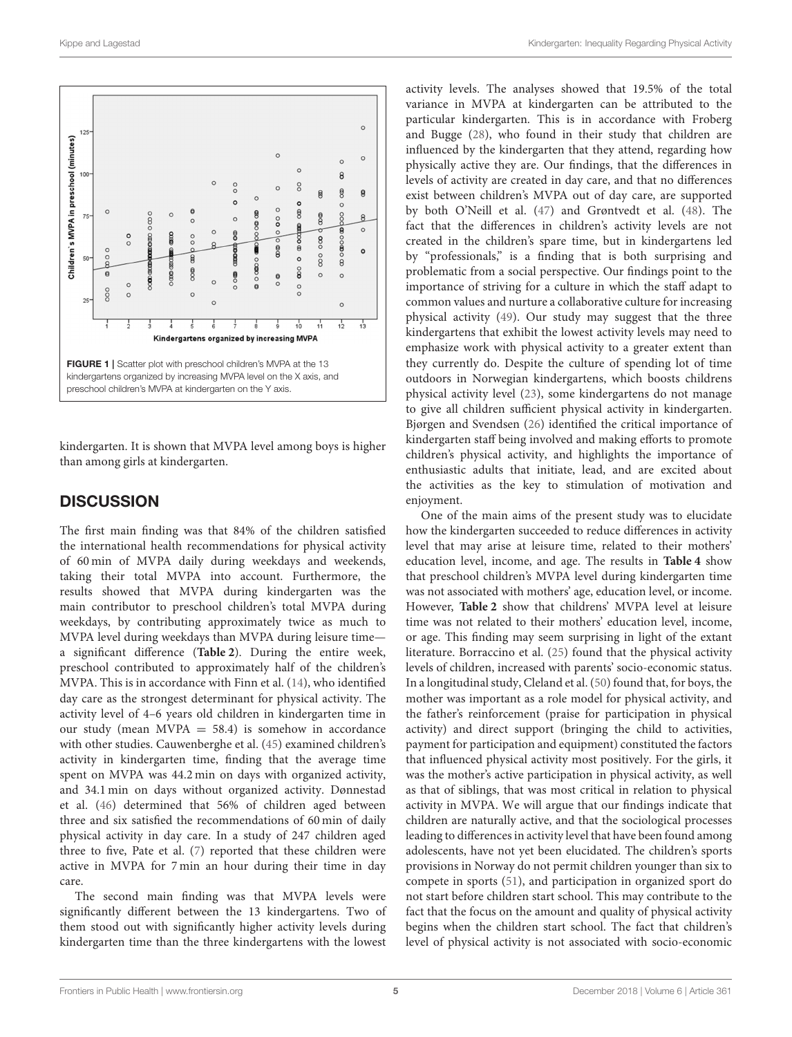FIGURE 1 | Scatter plot with preschool children's MVPA at the 13 kindergartens organized by increasing MVPA level on the X axis, and preschool children's MVPA at kindergarten on the Y axis.

kindergarten. It is shown that MVPA level among boys is higher than among girls at kindergarten.

## DISCUSSION

The first main finding was that 84% of the children satisfied the international health recommendations for physical activity of 60 min of MVPA daily during weekdays and weekends, taking their total MVPA into account. Furthermore, the results showed that MVPA during kindergarten was the main contributor to preschool children's total MVPA during weekdays, by contributing approximately twice as much to MVPA level during weekdays than MVPA during leisure time—a significant difference (**Table 2**). During the entire week, preschool contributed to approximately half of the children's MVPA. This is in accordance with Finn et al. (14), who identified day care as the strongest determinant for physical activity. The activity level of 4–6 years old children in kindergarten time in our study (mean MVPA = 58.4) is somehow in accordance with other studies. Cauwenberghe et al. (45) examined children's activity in kindergarten time, finding that the average time spent on MVPA was 44.2 min on days with organized activity, and 34.1 min on days without organized activity. Dønnestad et al. (46) determined that 56% of children aged between three and six satisfied the recommendations of 60 min of daily physical activity in day care. In a study of 247 children aged three to five, Pate et al. (7) reported that these children were active in MVPA for 7 min an hour during their time in day care.

The second main finding was that MVPA levels were significantly different between the 13 kindergartens. Two of them stood out with significantly higher activity levels during kindergarten time than the three kindergartens with the lowest activity levels. The analyses showed that 19.5% of the total variance in MVPA at kindergarten can be attributed to the particular kindergarten. This is in accordance with Froberg and Bugge (28), who found in their study that children are influenced by the kindergarten that they attend, regarding how physically active they are. Our findings, that the differences in levels of activity are created in day care, and that no differences exist between children's MVPA out of day care, are supported by both O'Neill et al. (47) and Grøntvedt et al. (48). The fact that the differences in children's activity levels are not created in the children's spare time, but in kindergartens led by "professionals," is a finding that is both surprising and problematic from a social perspective. Our findings point to the importance of striving for a culture in which the staff adapt to common values and nurture a collaborative culture for increasing physical activity (49). Our study may suggest that the three kindergartens that exhibit the lowest activity levels may need to emphasize work with physical activity to a greater extent than they currently do. Despite the culture of spending lot of time outdoors in Norwegian kindergartens, which boosts childrens physical activity level (23), some kindergartens do not manage to give all children sufficient physical activity in kindergarten. Bjørgen and Svendsen (26) identified the critical importance of kindergarten staff being involved and making efforts to promote children's physical activity, and highlights the importance of enthusiastic adults that initiate, lead, and are excited about the activities as the key to stimulation of motivation and enjoyment.

One of the main aims of the present study was to elucidate how the kindergarten succeeded to reduce differences in activity level that may arise at leisure time, related to their mothers' education level, income, and age. The results in **Table 4** show that preschool children's MVPA level during kindergarten time was not associated with mothers' age, education level, or income. However, **Table 2** show that childrens' MVPA level at leisure time was not related to their mothers' education level, income, or age. This finding may seem surprising in light of the extant literature. Borraccino et al. (25) found that the physical activity levels of children, increased with parents' socio-economic status. In a longitudinal study, Cleland et al. (50) found that, for boys, the mother was important as a role model for physical activity, and the father's reinforcement (praise for participation in physical activity) and direct support (bringing the child to activities, payment for participation and equipment) constituted the factors that influenced physical activity most positively. For the girls, it was the mother's active participation in physical activity, as well as that of siblings, that was most critical in relation to physical activity in MVPA. We will argue that our findings indicate that children are naturally active, and that the sociological processes leading to differences in activity level that have been found among adolescents, have not yet been elucidated. The children's sports provisions in Norway do not permit children younger than six to compete in sports (51), and participation in organized sport do not start before children start school. This may contribute to the fact that the focus on the amount and quality of physical activity begins when the children start school. The fact that children's level of physical activity is not associated with socio-economic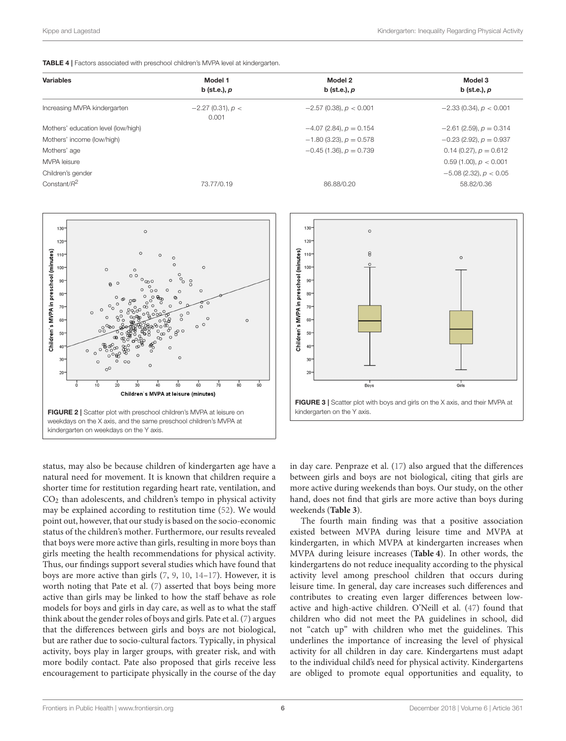**TABLE 4** | Factors associated with preschool children's MVPA level at kindergarten.

| Variables | Model 1<br>b (st.e.), *p* | Model 2<br>b (st.e.), *p* | Model 3<br>b (st.e.), *p* |
|---|---|---|---|
| Increasing MVPA kindergarten | −2.27 (0.31), $p <$ 0.001 | −2.57 (0.38), $p < 0.001$ | −2.33 (0.34), $p < 0.001$ |
| Mothers' education level (low/high) | | −4.07 (2.84), $p = 0.154$ | −2.61 (2.59), $p = 0.314$ |
| Mothers' income (low/high) | | −1.80 (3.23), $p = 0.578$ | −0.23 (2.92), $p = 0.937$ |
| Mothers' age | | −0.45 (1.36), $p = 0.739$ | 0.14 (0.27), $p = 0.612$ |
| MVPA leisure | | | 0.59 (1.00), $p < 0.001$ |
| Children's gender | | | −5.08 (2.32), $p < 0.05$ |
| Constant/$R^2$ | 73.77/0.19 | 86.88/0.20 | 58.82/0.36 |

**FIGURE 2** | Scatter plot with preschool children's MVPA at leisure on weekdays on the X axis, and the same preschool children's MVPA at kindergarten on weekdays on the Y axis.

**FIGURE 3** | Scatter plot with boys and girls on the X axis, and their MVPA at kindergarten on the Y axis.

status, may also be because children of kindergarten age have a natural need for movement. It is known that children require a shorter time for restitution regarding heart rate, ventilation, and $CO_2$ than adolescents, and children's tempo in physical activity may be explained according to restitution time (52). We would point out, however, that our study is based on the socio-economic status of the children's mother. Furthermore, our results revealed that boys were more active than girls, resulting in more boys than girls meeting the health recommendations for physical activity. Thus, our findings support several studies which have found that boys are more active than girls (7, 9, 10, 14–17). However, it is worth noting that Pate et al. (7) asserted that boys being more active than girls may be linked to how the staff behave as role models for boys and girls in day care, as well as to what the staff think about the gender roles of boys and girls. Pate et al. (7) argues that the differences between girls and boys are not biological, but are rather due to socio-cultural factors. Typically, in physical activity, boys play in larger groups, with greater risk, and with more bodily contact. Pate also proposed that girls receive less encouragement to participate physically in the course of the day in day care. Penpraze et al. (17) also argued that the differences between girls and boys are not biological, citing that girls are more active during weekends than boys. Our study, on the other hand, does not find that girls are more active than boys during weekends (**Table 3**).

The fourth main finding was that a positive association existed between MVPA during leisure time and MVPA at kindergarten, in which MVPA at kindergarten increases when MVPA during leisure increases (**Table 4**). In other words, the kindergartens do not reduce inequality according to the physical activity level among preschool children that occurs during leisure time. In general, day care increases such differences and contributes to creating even larger differences between low-active and high-active children. O'Neill et al. (47) found that children who did not meet the PA guidelines in school, did not "catch up" with children who met the guidelines. This underlines the importance of increasing the level of physical activity for all children in day care. Kindergartens must adapt to the individual child's need for physical activity. Kindergartens are obliged to promote equal opportunities and equality, to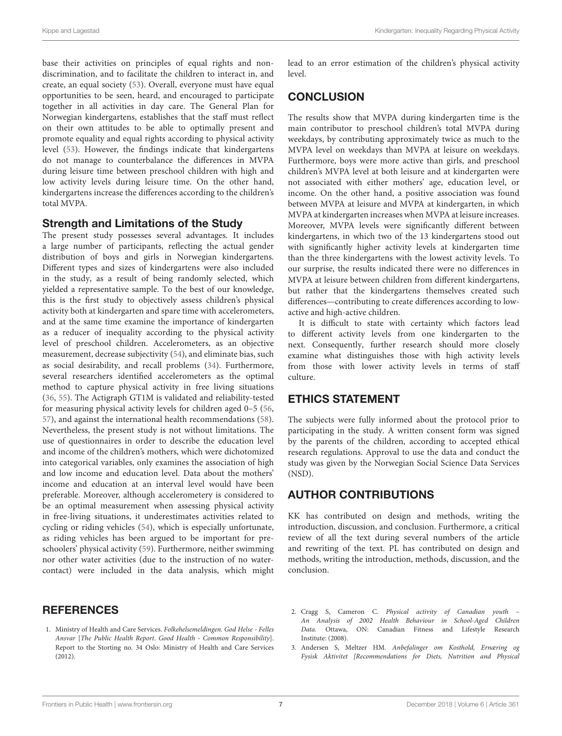base their activities on principles of equal rights and non-discrimination, and to facilitate the children to interact in, and create, an equal society (53). Overall, everyone must have equal opportunities to be seen, heard, and encouraged to participate together in all activities in day care. The General Plan for Norwegian kindergartens, establishes that the staff must reflect on their own attitudes to be able to optimally present and promote equality and equal rights according to physical activity level (53). However, the findings indicate that kindergartens do not manage to counterbalance the differences in MVPA during leisure time between preschool children with high and low activity levels during leisure time. On the other hand, kindergartens increase the differences according to the children's total MVPA.

### Strength and Limitations of the Study

The present study possesses several advantages. It includes a large number of participants, reflecting the actual gender distribution of boys and girls in Norwegian kindergartens. Different types and sizes of kindergartens were also included in the study, as a result of being randomly selected, which yielded a representative sample. To the best of our knowledge, this is the first study to objectively assess children's physical activity both at kindergarten and spare time with accelerometers, and at the same time examine the importance of kindergarten as a reducer of inequality according to the physical activity level of preschool children. Accelerometers, as an objective measurement, decrease subjectivity (54), and eliminate bias, such as social desirability, and recall problems (34). Furthermore, several researchers identified accelerometers as the optimal method to capture physical activity in free living situations (36, 55). The Actigraph GT1M is validated and reliability-tested for measuring physical activity levels for children aged 0–5 (56, 57), and against the international health recommendations (58). Nevertheless, the present study is not without limitations. The use of questionnaires in order to describe the education level and income of the children's mothers, which were dichotomized into categorical variables, only examines the association of high and low income and education level. Data about the mothers' income and education at an interval level would have been preferable. Moreover, although accelerometery is considered to be an optimal measurement when assessing physical activity in free-living situations, it underestimates activities related to cycling or riding vehicles (54), which is especially unfortunate, as riding vehicles has been argued to be important for preschoolers' physical activity (59). Furthermore, neither swimming nor other water activities (due to the instruction of no water-contact) were included in the data analysis, which might lead to an error estimation of the children's physical activity level.

## CONCLUSION

The results show that MVPA during kindergarten time is the main contributor to preschool children's total MVPA during weekdays, by contributing approximately twice as much to the MVPA level on weekdays than MVPA at leisure on weekdays. Furthermore, boys were more active than girls, and preschool children's MVPA level at both leisure and at kindergarten were not associated with either mothers' age, education level, or income. On the other hand, a positive association was found between MVPA at leisure and MVPA at kindergarten, in which MVPA at kindergarten increases when MVPA at leisure increases. Moreover, MVPA levels were significantly different between kindergartens, in which two of the 13 kindergartens stood out with significantly higher activity levels at kindergarten time than the three kindergartens with the lowest activity levels. To our surprise, the results indicated there were no differences in MVPA at leisure between children from different kindergartens, but rather that the kindergartens themselves created such differences—contributing to create differences according to low-active and high-active children.

It is difficult to state with certainty which factors lead to different activity levels from one kindergarten to the next. Consequently, further research should more closely examine what distinguishes those with high activity levels from those with lower activity levels in terms of staff culture.

## ETHICS STATEMENT

The subjects were fully informed about the protocol prior to participating in the study. A written consent form was signed by the parents of the children, according to accepted ethical research regulations. Approval to use the data and conduct the study was given by the Norwegian Social Science Data Services (NSD).

## AUTHOR CONTRIBUTIONS

KK has contributed on design and methods, writing the introduction, discussion, and conclusion. Furthermore, a critical review of all the text during several numbers of the article and rewriting of the text. PL has contributed on design and methods, writing the introduction, methods, discussion, and the conclusion.

## REFERENCES

1. Ministry of Health and Care Services. *Folkehelsemeldingen. God Helse - Felles Ansvar* [*The Public Health Report. Good Health - Common Responsibility*]. Report to the Storting no. 34 Oslo: Ministry of Health and Care Services (2012).
2. Cragg S, Cameron C. *Physical activity of Canadian youth – An Analysis of 2002 Health Behaviour in School-Aged Children Data.* Ottawa, ON: Canadian Fitness and Lifestyle Research Institute: (2008).
3. Andersen S, Meltzer HM. *Anbefalinger om Kosthold, Ernæring og Fysisk Aktivitet [Recommendations for Diets, Nutrition and Physical*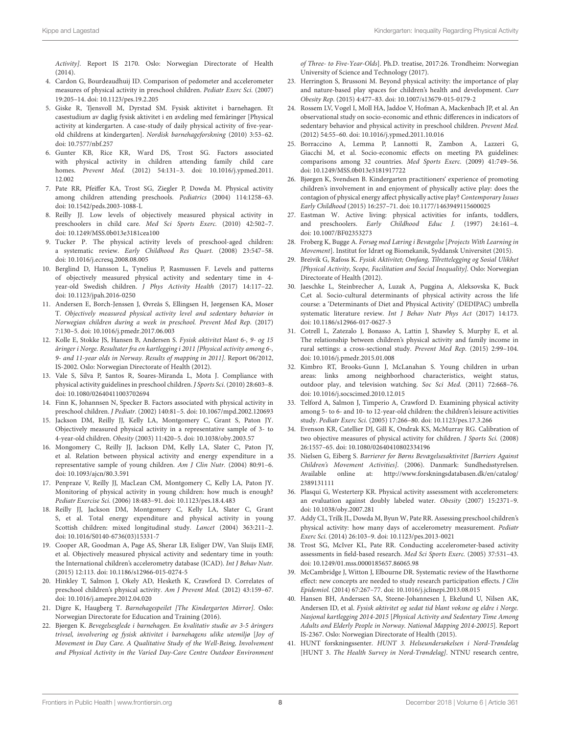Activity]. Report IS 2170. Oslo: Norwegian Directorate of Health (2014).

4. Cardon G, Bourdeaudhuij ID. Comparison of pedometer and accelerometer measures of physical activity in preschool children. *Pediatr Exerc Sci.* (2007) 19:205–14. doi: 10.1123/pes.19.2.205
5. Giske R, Tjensvoll M, Dyrstad SM. Fysisk aktivitet i barnehagen. Et casestudium av daglig fysisk aktivitet i en avdeling med femåringer [Physical activity at kindergarten. A case-study of daily physical activity of five-year-old childrens at kindergarten]. *Nordisk barnehageforskning* (2010) 3:53–62. doi: 10.7577/nbf.257
6. Gunter KB, Rice KR, Ward DS, Trost SG. Factors associated with physical activity in children attending family child care homes. *Prevent Med.* (2012) 54:131–3. doi: 10.1016/j.ypmed.2011.12.002
7. Pate RR, Pfeiffer KA, Trost SG, Ziegler P, Dowda M. Physical activity among children attending preschools. *Pediatrics* (2004) 114:1258–63. doi: 10.1542/peds.2003-1088-L
8. Reilly JJ. Low levels of objectively measured physical activity in preschoolers in child care. *Med Sci Sports Exerc.* (2010) 42:502–7. doi: 10.1249/MSS.0b013e3181cea100
9. Tucker P. The physical activity levels of preschool-aged children: a systematic review. *Early Childhood Res Quart.* (2008) 23:547–58. doi: 10.1016/j.ecresq.2008.08.005
10. Berglind D, Hansson L, Tynelius P, Rasmussen F. Levels and patterns of objectively measured physical activity and sedentary time in 4-year-old Swedish children. *J Phys Activity Health* (2017) 14:117–22. doi: 10.1123/jpah.2016-0250
11. Andersen E, Borch-Jenssen J, Øvreås S, Ellingsen H, Jørgensen KA, Moser T. *Objectively measured physical activity level and sedentary behavior in Norwegian children during a week in preschool. Prevent Med Rep.* (2017) 7:130–5. doi: 10.1016/j.pmedr.2017.06.003
12. Kolle E, Stokke JS, Hansen B, Andersen S. *Fysisk aktivitet blant 6-, 9- og 15 åringer i Norge. Resultater fra en kartlegging i 2011 [Physical activity among 6-, 9- and 11-year olds in Norway. Results of mapping in 2011].* Report 06/2012, IS-2002. Oslo: Norwegian Directorate of Health (2012).
13. Vale S, Silva P, Santos R, Soares-Miranda L, Mota J. Compliance with physical activity guidelines in preschool children. *J Sports Sci.* (2010) 28:603–8. doi: 10.1080/02640411003702694
14. Fink K, Johannsen N, Specker B. Factors associated with physical activity in preschool children. *J Pediatr.* (2002) 140:81–5. doi: 10.1067/mpd.2002.120693
15. Jackson DM, Reilly JJ, Kelly LA, Montgomery C, Grant S, Paton JY. Objectively measured physical activity in a representative sample of 3- to 4-year-old children. *Obesity* (2003) 11:420–5. doi: 10.1038/oby.2003.57
16. Mongomery C, Reilly JJ, Jackson DM, Kelly LA, Slater C, Paton JY, et al. Relation between physical activity and energy expenditure in a representative sample of young children. *Am J Clin Nutr.* (2004) 80:91–6. doi: 10.1093/ajcn/80.3.591
17. Penpraze V, Reilly JJ, MacLean CM, Montgomery C, Kelly LA, Paton JY. Monitoring of physical activity in young children: how much is enough? *Pediatr Exercise Sci.* (2006) 18:483–91. doi: 10.1123/pes.18.4.483
18. Reilly JJ, Jackson DM, Montgomery C, Kelly LA, Slater C, Grant S, et al. Total energy expenditure and physical activity in young Scottish children: mixed longitudinal study. *Lancet* (2004) 363:211–2. doi: 10.1016/S0140-6736(03)15331-7
19. Cooper AR, Goodman A, Page AS, Sherar LB, Esliger DW, Van Sluijs EMF, et al. Objectively measured physical activity and sedentary time in youth: the International children's accelerometry database (ICAD). *Int J Behav Nutr.* (2015) 12:113. doi: 10.1186/s12966-015-0274-5
20. Hinkley T, Salmon J, Okely AD, Hesketh K, Crawford D. Correlates of preschool children's physical activity. *Am J Prevent Med.* (2012) 43:159–67. doi: 10.1016/j.amepre.2012.04.020
21. Digre K, Haugberg T. *Barnehagespeilet [The Kindergarten Mirror].* Oslo: Norwegian Directorate for Education and Training (2016).
22. Bjørgen K. *Bevegelsesglede i barnehagen. En kvalitativ studie av 3-5 åringers trivsel, involvering og fysisk aktivitet i barnehagens ulike utemiljø [Joy of Movement in Day Care. A Qualitative Study of the Well-Being, Involvement and Physical Activity in the Varied Day-Care Centre Outdoor Environment of Three- to Five-Year-Olds].* Ph.D. treatise, 2017:26. Trondheim: Norwegian University of Science and Technology (2017).
23. Herrington S, Brussoni M. Beyond physical activity: the importance of play and nature-based play spaces for children's health and development. *Curr Obesity Rep.* (2015) 4:477–83. doi: 10.1007/s13679-015-0179-2
24. Rossem LV, Vogel I, Moll HA, Jaddoe V, Hofman A, Mackenbach JP, et al. An observational study on socio-economic and ethnic differences in indicators of sedentary behavior and physical activity in preschool children. *Prevent Med.* (2012) 54:55–60. doi: 10.1016/j.ypmed.2011.10.016
25. Borraccino A, Lemma P, Lannotti R, Zambon A, Lazzeri G, Giacchi M, et al. Socio-economic effects on meeting PA guidelines: comparisons among 32 countries. *Med Sports Exerc.* (2009) 41:749–56. doi: 10.1249/MSS.0b013e3181917722
26. Bjørgen K, Svendsen B. Kindergarten practitioners' experience of promoting children's involvement in and enjoyment of physically active play: does the contagion of physical energy affect physically active play? *Contemporary Issues Early Childhood* (2015) 16:257–71. doi: 10.1177/1463949115600025
27. Eastman W. Active living: physical activities for infants, toddlers, and preschoolers. *Early Childhood Educ J.* (1997) 24:161–4. doi: 10.1007/BF02353273
28. Froberg K, Bugge A. *Forsøg med Læring i Bevægelse [Projects With Learning in Movement].* Institut for Idræt og Biomekanik, Syddansk Universitet (2015).
29. Breivik G, Rafoss K. *Fysisk Aktivitet; Omfang, Tilrettelegging og Sosial Ulikhet [Physical Activity, Scope, Facilitation and Social Inequality].* Oslo: Norwegian Directorate of Health (2012).
30. Jaeschke L, Steinbrecher A, Luzak A, Puggina A, Aleksovska K, Buck C,et al. Socio-cultural determinants of physical activity across the life course: a 'Determinants of Diet and Physical Activity' (DEDIPAC) umbrella systematic literature review. *Int J Behav Nutr Phys Act* (2017) 14:173. doi: 10.1186/s12966-017-0627-3
31. Cotrell L, Zatezalo J, Bonasso A, Lattin J, Shawley S, Murphy E, et al. The relationship between children's physical activity and family income in rural settings: a cross-sectional study. *Prevent Med Rep.* (2015) 2:99–104. doi: 10.1016/j.pmedr.2015.01.008
32. Kimbro RT, Brooks-Gunn J, McLanahan S. Young children in urban areas: links among neighborhood characteristics, weight status, outdoor play, and television watching. *Soc Sci Med.* (2011) 72:668–76. doi: 10.1016/j.socscimed.2010.12.015
33. Telford A, Salmon J, Timperio A, Crawford D. Examining physical activity among 5- to 6- and 10- to 12-year-old children: the children's leisure activities study. *Pediatr Exerc Sci.* (2005) 17:266–80. doi: 10.1123/pes.17.3.266
34. Evenson KR, Catellier DJ, Gill K, Ondrak KS, McMurray RG. Calibration of two objective measures of physical activity for children. *J Sports Sci.* (2008) 26:1557–65. doi: 10.1080/02640410802334196
35. Nielsen G, Eiberg S. *Barrierer for Børns Bevægelsesaktivitet [Barriers Against Children's Movement Activities].* (2006). Danmark: Sundhedsstyrelsen. Available online at: http://www.forskningsdatabasen.dk/en/catalog/2389131111
36. Plasqui G, Westerterp KR. Physical activity assessment with accelerometers: an evaluation against doubly labeled water. *Obesity* (2007) 15:2371–9. doi: 10.1038/oby.2007.281
37. Addy CL, Trilk JL, Dowda M, Byun W, Pate RR. Assessing preschool children's physical activity: how many days of accelerometry measurement. *Pediatr Exerc Sci.* (2014) 26:103–9. doi: 10.1123/pes.2013-0021
38. Trost SG, McIver KL, Pate RR. Conducting accelerometer-based activity assessments in field-based research. *Med Sci Sports Exerc.* (2005) 37:531–43. doi: 10.1249/01.mss.0000185657.86065.98
39. McCambridge J, Witton J, Elbourne DR. Systematic review of the Hawthorne effect: new concepts are needed to study research participation effects. *J Clin Epidemiol.* (2014) 67:267–77. doi: 10.1016/j.jclinepi.2013.08.015
40. Hansen BH, Anderssen SA, Steene-Johannesen J, Ekelund U, Nilsen AK, Andersen ID, et al. *Fysisk aktivitet og sedat tid blant voksne og eldre i Norge. Nasjonal kartlegging 2014-2015 [Physical Activity and Sedentary Time Among Adults and Elderly People in Norway. National Mapping 2014-20015].* Report IS-2367. Oslo: Norwegian Directorate of Health (2015).
41. HUNT forskningssenter. *HUNT 3. Helseundersøkelsen i Nord-Trøndelag [HUNT 3. The Health Survey in Nord-Trøndelag].* NTNU research centre,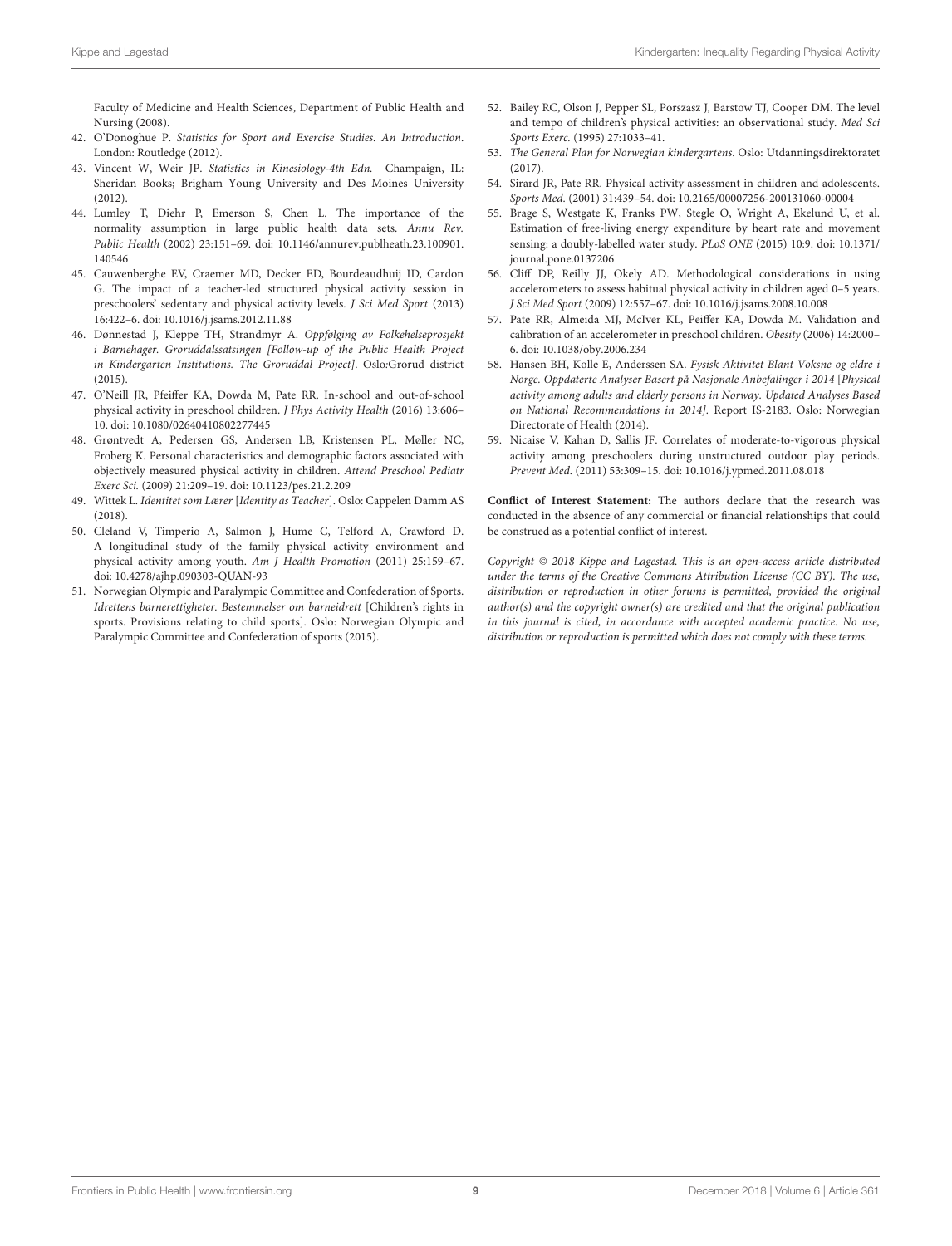Faculty of Medicine and Health Sciences, Department of Public Health and Nursing (2008).

42. O'Donoghue P. *Statistics for Sport and Exercise Studies. An Introduction*. London: Routledge (2012).
43. Vincent W, Weir JP. *Statistics in Kinesiology-4th Edn.* Champaign, IL: Sheridan Books; Brigham Young University and Des Moines University (2012).
44. Lumley T, Diehr P, Emerson S, Chen L. The importance of the normality assumption in large public health data sets. *Annu Rev. Public Health* (2002) 23:151–69. doi: 10.1146/annurev.publheath.23.100901.140546
45. Cauwenberghe EV, Craemer MD, Decker ED, Bourdeaudhuij ID, Cardon G. The impact of a teacher-led structured physical activity session in preschoolers' sedentary and physical activity levels. *J Sci Med Sport* (2013) 16:422–6. doi: 10.1016/j.jsams.2012.11.88
46. Dønnestad J, Kleppe TH, Strandmyr A. *Oppfølging av Folkehelseprosjekt i Barnehager. Groruddalssatsingen [Follow-up of the Public Health Project in Kindergarten Institutions. The Groruddal Project]*. Oslo:Grorud district (2015).
47. O'Neill JR, Pfeiffer KA, Dowda M, Pate RR. In-school and out-of-school physical activity in preschool children. *J Phys Activity Health* (2016) 13:606–10. doi: 10.1080/02640410802277445
48. Grøntvedt A, Pedersen GS, Andersen LB, Kristensen PL, Møller NC, Froberg K. Personal characteristics and demographic factors associated with objectively measured physical activity in children. *Attend Preschool Pediatr Exerc Sci.* (2009) 21:209–19. doi: 10.1123/pes.21.2.209
49. Wittek L. *Identitet som Lærer* [*Identity as Teacher*]. Oslo: Cappelen Damm AS (2018).
50. Cleland V, Timperio A, Salmon J, Hume C, Telford A, Crawford D. A longitudinal study of the family physical activity environment and physical activity among youth. *Am J Health Promotion* (2011) 25:159–67. doi: 10.4278/ajhp.090303-QUAN-93
51. Norwegian Olympic and Paralympic Committee and Confederation of Sports. *Idrettens barnerettigheter. Bestemmelser om barneidrett* [Children's rights in sports. Provisions relating to child sports]. Oslo: Norwegian Olympic and Paralympic Committee and Confederation of sports (2015).
52. Bailey RC, Olson J, Pepper SL, Porszasz J, Barstow TJ, Cooper DM. The level and tempo of children's physical activities: an observational study. *Med Sci Sports Exerc.* (1995) 27:1033–41.
53. *The General Plan for Norwegian kindergartens*. Oslo: Utdanningsdirektoratet (2017).
54. Sirard JR, Pate RR. Physical activity assessment in children and adolescents. *Sports Med.* (2001) 31:439–54. doi: 10.2165/00007256-200131060-00004
55. Brage S, Westgate K, Franks PW, Stegle O, Wright A, Ekelund U, et al. Estimation of free-living energy expenditure by heart rate and movement sensing: a doubly-labelled water study. *PLoS ONE* (2015) 10:9. doi: 10.1371/journal.pone.0137206
56. Cliff DP, Reilly JJ, Okely AD. Methodological considerations in using accelerometers to assess habitual physical activity in children aged 0–5 years. *J Sci Med Sport* (2009) 12:557–67. doi: 10.1016/j.jsams.2008.10.008
57. Pate RR, Almeida MJ, McIver KL, Peiffer KA, Dowda M. Validation and calibration of an accelerometer in preschool children. *Obesity* (2006) 14:2000–6. doi: 10.1038/oby.2006.234
58. Hansen BH, Kolle E, Anderssen SA. *Fysisk Aktivitet Blant Voksne og eldre i Norge. Oppdaterte Analyser Basert på Nasjonale Anbefalinger i 2014* [*Physical activity among adults and elderly persons in Norway. Updated Analyses Based on National Recommendations in 2014]*. Report IS-2183. Oslo: Norwegian Directorate of Health (2014).
59. Nicaise V, Kahan D, Sallis JF. Correlates of moderate-to-vigorous physical activity among preschoolers during unstructured outdoor play periods. *Prevent Med.* (2011) 53:309–15. doi: 10.1016/j.ypmed.2011.08.018

**Conflict of Interest Statement:** The authors declare that the research was conducted in the absence of any commercial or financial relationships that could be construed as a potential conflict of interest.

*Copyright © 2018 Kippe and Lagestad. This is an open-access article distributed under the terms of the Creative Commons Attribution License (CC BY). The use, distribution or reproduction in other forums is permitted, provided the original author(s) and the copyright owner(s) are credited and that the original publication in this journal is cited, in accordance with accepted academic practice. No use, distribution or reproduction is permitted which does not comply with these terms.*